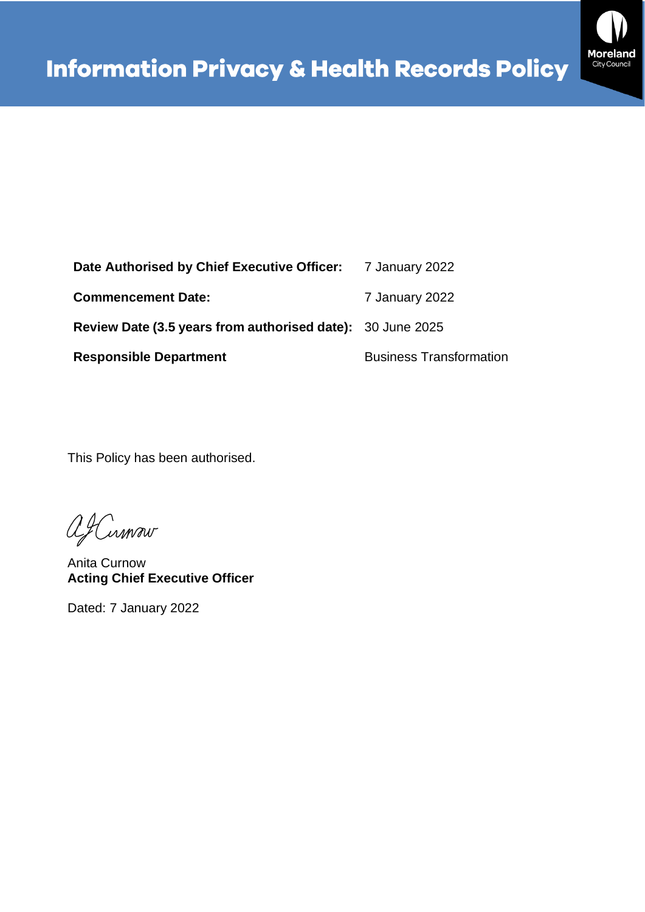# Information Privacy & Health Records Policy

| | |
|---|---|
| **Date Authorised by Chief Executive Officer:** | 7 January 2022 |
| **Commencement Date:** | 7 January 2022 |
| **Review Date (3.5 years from authorised date):** | 30 June 2025 |
| **Responsible Department** | Business Transformation |

This Policy has been authorised.

Anita Curnow
**Acting Chief Executive Officer**

Dated: 7 January 2022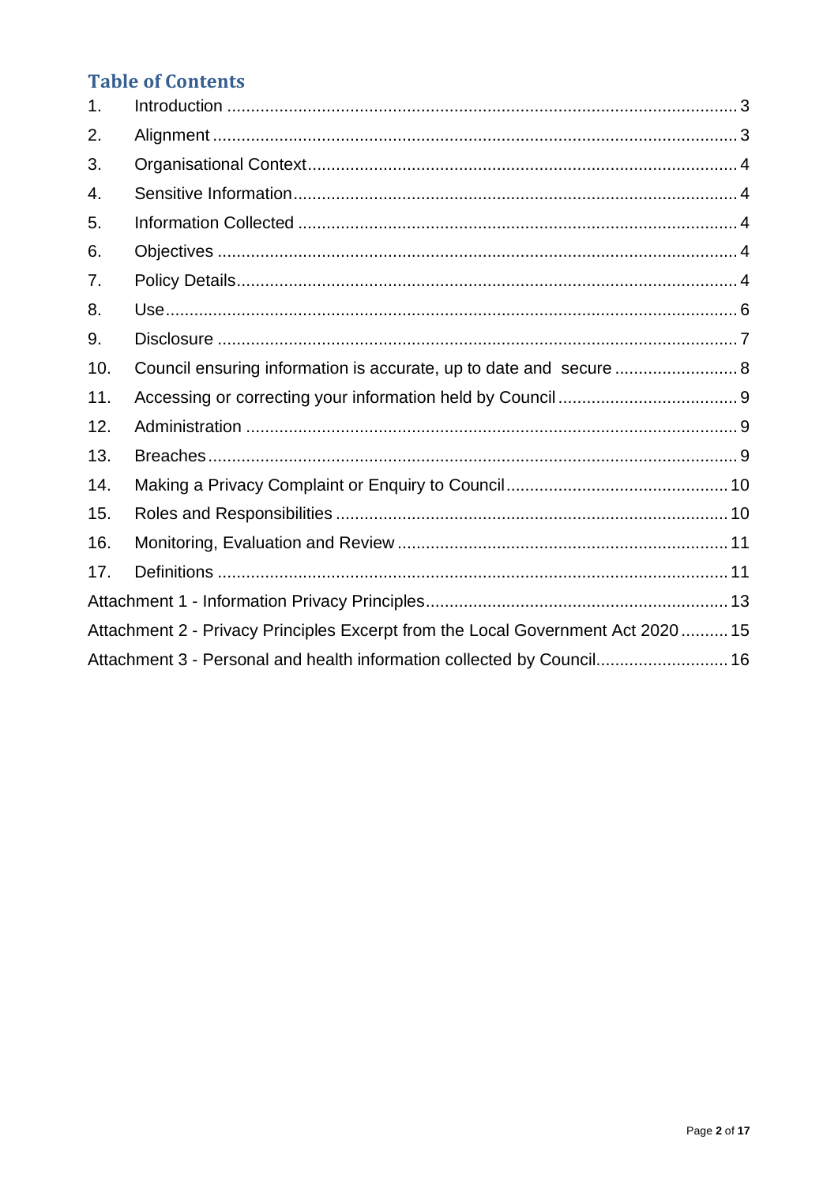## Table of Contents

1. Introduction ... 3
2. Alignment ... 3
3. Organisational Context ... 4
4. Sensitive Information ... 4
5. Information Collected ... 4
6. Objectives ... 4
7. Policy Details ... 4
8. Use ... 6
9. Disclosure ... 7
10. Council ensuring information is accurate, up to date and secure ... 8
11. Accessing or correcting your information held by Council ... 9
12. Administration ... 9
13. Breaches ... 9
14. Making a Privacy Complaint or Enquiry to Council ... 10
15. Roles and Responsibilities ... 10
16. Monitoring, Evaluation and Review ... 11
17. Definitions ... 11

Attachment 1 - Information Privacy Principles ... 13

Attachment 2 - Privacy Principles Excerpt from the Local Government Act 2020 ... 15

Attachment 3 - Personal and health information collected by Council ... 16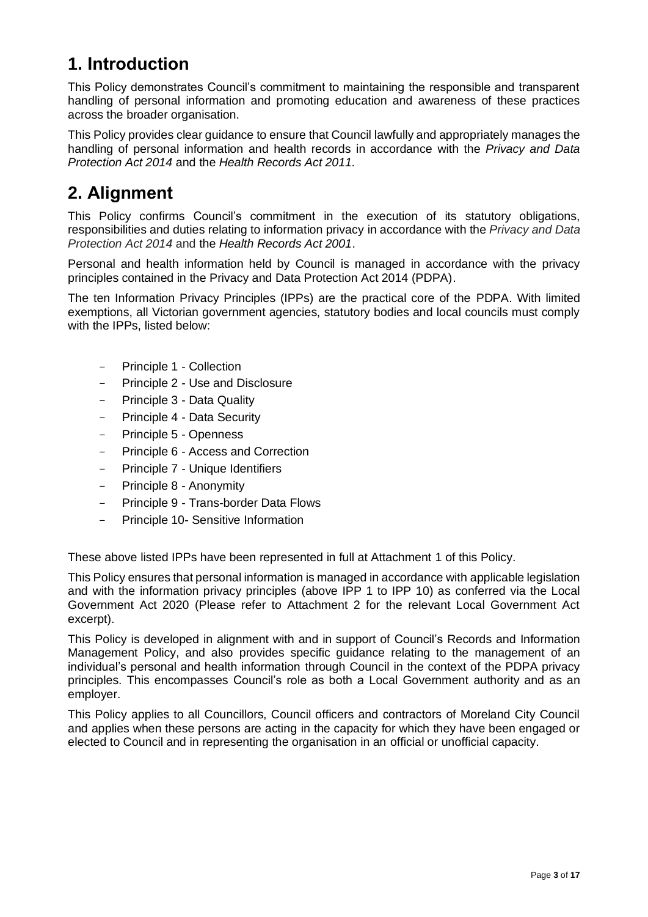# 1. Introduction

This Policy demonstrates Council's commitment to maintaining the responsible and transparent handling of personal information and promoting education and awareness of these practices across the broader organisation.

This Policy provides clear guidance to ensure that Council lawfully and appropriately manages the handling of personal information and health records in accordance with the *Privacy and Data Protection Act 2014* and the *Health Records Act 2011.*

# 2. Alignment

This Policy confirms Council's commitment in the execution of its statutory obligations, responsibilities and duties relating to information privacy in accordance with the *Privacy and Data Protection Act 2014* and the *Health Records Act 2001*.

Personal and health information held by Council is managed in accordance with the privacy principles contained in the Privacy and Data Protection Act 2014 (PDPA).

The ten Information Privacy Principles (IPPs) are the practical core of the PDPA. With limited exemptions, all Victorian government agencies, statutory bodies and local councils must comply with the IPPs, listed below:

- Principle 1 - Collection
- Principle 2 - Use and Disclosure
- Principle 3 - Data Quality
- Principle 4 - Data Security
- Principle 5 - Openness
- Principle 6 - Access and Correction
- Principle 7 - Unique Identifiers
- Principle 8 - Anonymity
- Principle 9 - Trans-border Data Flows
- Principle 10- Sensitive Information

These above listed IPPs have been represented in full at Attachment 1 of this Policy.

This Policy ensures that personal information is managed in accordance with applicable legislation and with the information privacy principles (above IPP 1 to IPP 10) as conferred via the Local Government Act 2020 (Please refer to Attachment 2 for the relevant Local Government Act excerpt).

This Policy is developed in alignment with and in support of Council's Records and Information Management Policy, and also provides specific guidance relating to the management of an individual's personal and health information through Council in the context of the PDPA privacy principles. This encompasses Council's role as both a Local Government authority and as an employer.

This Policy applies to all Councillors, Council officers and contractors of Moreland City Council and applies when these persons are acting in the capacity for which they have been engaged or elected to Council and in representing the organisation in an official or unofficial capacity.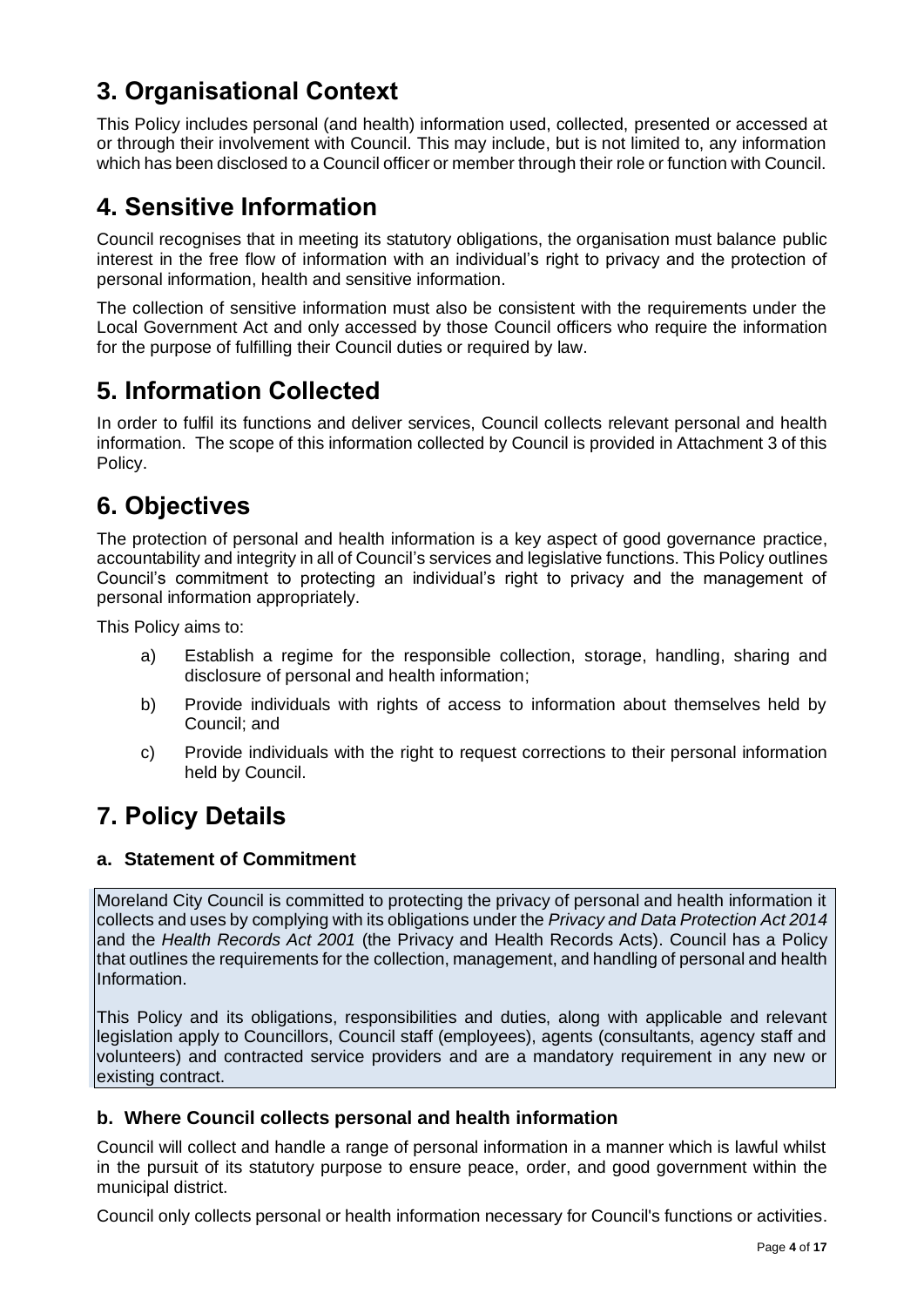# 3. Organisational Context

This Policy includes personal (and health) information used, collected, presented or accessed at or through their involvement with Council. This may include, but is not limited to, any information which has been disclosed to a Council officer or member through their role or function with Council.

# 4. Sensitive Information

Council recognises that in meeting its statutory obligations, the organisation must balance public interest in the free flow of information with an individual's right to privacy and the protection of personal information, health and sensitive information.

The collection of sensitive information must also be consistent with the requirements under the Local Government Act and only accessed by those Council officers who require the information for the purpose of fulfilling their Council duties or required by law.

# 5. Information Collected

In order to fulfil its functions and deliver services, Council collects relevant personal and health information. The scope of this information collected by Council is provided in Attachment 3 of this Policy.

# 6. Objectives

The protection of personal and health information is a key aspect of good governance practice, accountability and integrity in all of Council's services and legislative functions. This Policy outlines Council's commitment to protecting an individual's right to privacy and the management of personal information appropriately.

This Policy aims to:

a) Establish a regime for the responsible collection, storage, handling, sharing and disclosure of personal and health information;

b) Provide individuals with rights of access to information about themselves held by Council; and

c) Provide individuals with the right to request corrections to their personal information held by Council.

# 7. Policy Details

### a. Statement of Commitment

Moreland City Council is committed to protecting the privacy of personal and health information it collects and uses by complying with its obligations under the *Privacy and Data Protection Act 2014* and the *Health Records Act 2001* (the Privacy and Health Records Acts). Council has a Policy that outlines the requirements for the collection, management, and handling of personal and health Information.

This Policy and its obligations, responsibilities and duties, along with applicable and relevant legislation apply to Councillors, Council staff (employees), agents (consultants, agency staff and volunteers) and contracted service providers and are a mandatory requirement in any new or existing contract.

### b. Where Council collects personal and health information

Council will collect and handle a range of personal information in a manner which is lawful whilst in the pursuit of its statutory purpose to ensure peace, order, and good government within the municipal district.

Council only collects personal or health information necessary for Council's functions or activities.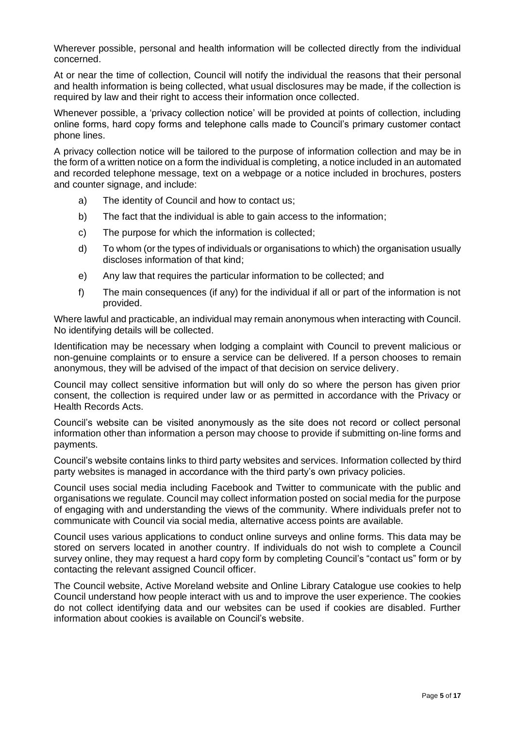Wherever possible, personal and health information will be collected directly from the individual concerned.

At or near the time of collection, Council will notify the individual the reasons that their personal and health information is being collected, what usual disclosures may be made, if the collection is required by law and their right to access their information once collected.

Whenever possible, a 'privacy collection notice' will be provided at points of collection, including online forms, hard copy forms and telephone calls made to Council's primary customer contact phone lines.

A privacy collection notice will be tailored to the purpose of information collection and may be in the form of a written notice on a form the individual is completing, a notice included in an automated and recorded telephone message, text on a webpage or a notice included in brochures, posters and counter signage, and include:

a) The identity of Council and how to contact us;

b) The fact that the individual is able to gain access to the information;

c) The purpose for which the information is collected;

d) To whom (or the types of individuals or organisations to which) the organisation usually discloses information of that kind;

e) Any law that requires the particular information to be collected; and

f) The main consequences (if any) for the individual if all or part of the information is not provided.

Where lawful and practicable, an individual may remain anonymous when interacting with Council. No identifying details will be collected.

Identification may be necessary when lodging a complaint with Council to prevent malicious or non-genuine complaints or to ensure a service can be delivered. If a person chooses to remain anonymous, they will be advised of the impact of that decision on service delivery.

Council may collect sensitive information but will only do so where the person has given prior consent, the collection is required under law or as permitted in accordance with the Privacy or Health Records Acts.

Council's website can be visited anonymously as the site does not record or collect personal information other than information a person may choose to provide if submitting on-line forms and payments.

Council's website contains links to third party websites and services. Information collected by third party websites is managed in accordance with the third party's own privacy policies.

Council uses social media including Facebook and Twitter to communicate with the public and organisations we regulate. Council may collect information posted on social media for the purpose of engaging with and understanding the views of the community. Where individuals prefer not to communicate with Council via social media, alternative access points are available.

Council uses various applications to conduct online surveys and online forms. This data may be stored on servers located in another country. If individuals do not wish to complete a Council survey online, they may request a hard copy form by completing Council's "contact us" form or by contacting the relevant assigned Council officer.

The Council website, Active Moreland website and Online Library Catalogue use cookies to help Council understand how people interact with us and to improve the user experience. The cookies do not collect identifying data and our websites can be used if cookies are disabled. Further information about cookies is available on Council's website.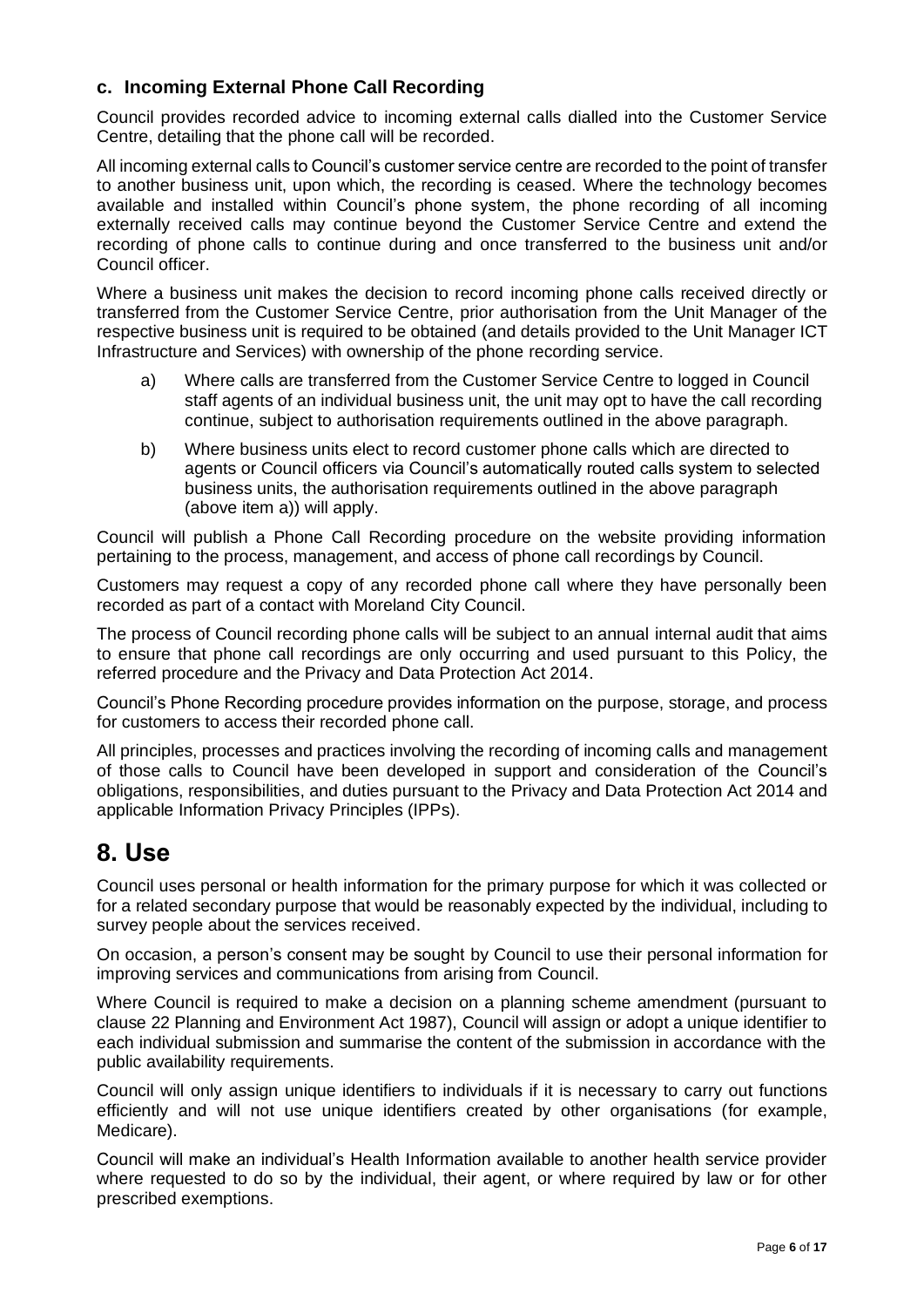### c. Incoming External Phone Call Recording

Council provides recorded advice to incoming external calls dialled into the Customer Service Centre, detailing that the phone call will be recorded.

All incoming external calls to Council's customer service centre are recorded to the point of transfer to another business unit, upon which, the recording is ceased. Where the technology becomes available and installed within Council's phone system, the phone recording of all incoming externally received calls may continue beyond the Customer Service Centre and extend the recording of phone calls to continue during and once transferred to the business unit and/or Council officer.

Where a business unit makes the decision to record incoming phone calls received directly or transferred from the Customer Service Centre, prior authorisation from the Unit Manager of the respective business unit is required to be obtained (and details provided to the Unit Manager ICT Infrastructure and Services) with ownership of the phone recording service.

a) Where calls are transferred from the Customer Service Centre to logged in Council staff agents of an individual business unit, the unit may opt to have the call recording continue, subject to authorisation requirements outlined in the above paragraph.

b) Where business units elect to record customer phone calls which are directed to agents or Council officers via Council's automatically routed calls system to selected business units, the authorisation requirements outlined in the above paragraph (above item a)) will apply.

Council will publish a Phone Call Recording procedure on the website providing information pertaining to the process, management, and access of phone call recordings by Council.

Customers may request a copy of any recorded phone call where they have personally been recorded as part of a contact with Moreland City Council.

The process of Council recording phone calls will be subject to an annual internal audit that aims to ensure that phone call recordings are only occurring and used pursuant to this Policy, the referred procedure and the Privacy and Data Protection Act 2014.

Council's Phone Recording procedure provides information on the purpose, storage, and process for customers to access their recorded phone call.

All principles, processes and practices involving the recording of incoming calls and management of those calls to Council have been developed in support and consideration of the Council's obligations, responsibilities, and duties pursuant to the Privacy and Data Protection Act 2014 and applicable Information Privacy Principles (IPPs).

# 8. Use

Council uses personal or health information for the primary purpose for which it was collected or for a related secondary purpose that would be reasonably expected by the individual, including to survey people about the services received.

On occasion, a person's consent may be sought by Council to use their personal information for improving services and communications from arising from Council.

Where Council is required to make a decision on a planning scheme amendment (pursuant to clause 22 Planning and Environment Act 1987), Council will assign or adopt a unique identifier to each individual submission and summarise the content of the submission in accordance with the public availability requirements.

Council will only assign unique identifiers to individuals if it is necessary to carry out functions efficiently and will not use unique identifiers created by other organisations (for example, Medicare).

Council will make an individual's Health Information available to another health service provider where requested to do so by the individual, their agent, or where required by law or for other prescribed exemptions.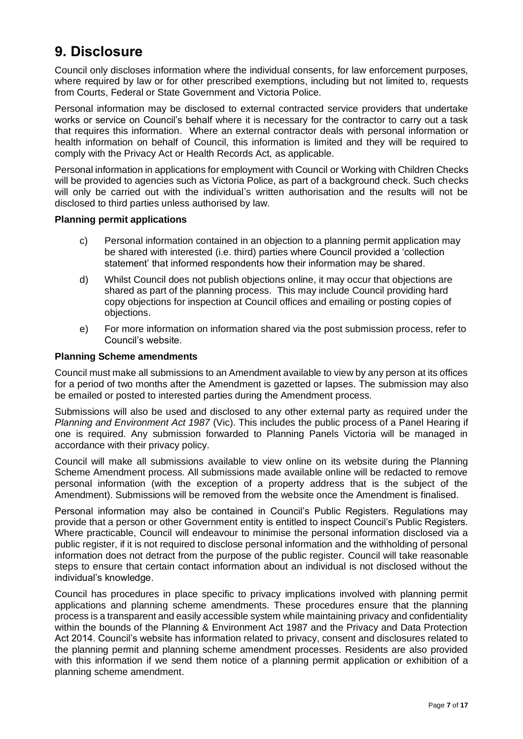# 9. Disclosure

Council only discloses information where the individual consents, for law enforcement purposes, where required by law or for other prescribed exemptions, including but not limited to, requests from Courts, Federal or State Government and Victoria Police.

Personal information may be disclosed to external contracted service providers that undertake works or service on Council's behalf where it is necessary for the contractor to carry out a task that requires this information. Where an external contractor deals with personal information or health information on behalf of Council, this information is limited and they will be required to comply with the Privacy Act or Health Records Act, as applicable.

Personal information in applications for employment with Council or Working with Children Checks will be provided to agencies such as Victoria Police, as part of a background check. Such checks will only be carried out with the individual's written authorisation and the results will not be disclosed to third parties unless authorised by law.

**Planning permit applications**

c) Personal information contained in an objection to a planning permit application may be shared with interested (i.e. third) parties where Council provided a 'collection statement' that informed respondents how their information may be shared.

d) Whilst Council does not publish objections online, it may occur that objections are shared as part of the planning process. This may include Council providing hard copy objections for inspection at Council offices and emailing or posting copies of objections.

e) For more information on information shared via the post submission process, refer to Council's website.

**Planning Scheme amendments**

Council must make all submissions to an Amendment available to view by any person at its offices for a period of two months after the Amendment is gazetted or lapses. The submission may also be emailed or posted to interested parties during the Amendment process.

Submissions will also be used and disclosed to any other external party as required under the *Planning and Environment Act 1987* (Vic). This includes the public process of a Panel Hearing if one is required. Any submission forwarded to Planning Panels Victoria will be managed in accordance with their privacy policy.

Council will make all submissions available to view online on its website during the Planning Scheme Amendment process. All submissions made available online will be redacted to remove personal information (with the exception of a property address that is the subject of the Amendment). Submissions will be removed from the website once the Amendment is finalised.

Personal information may also be contained in Council's Public Registers. Regulations may provide that a person or other Government entity is entitled to inspect Council's Public Registers. Where practicable, Council will endeavour to minimise the personal information disclosed via a public register, if it is not required to disclose personal information and the withholding of personal information does not detract from the purpose of the public register. Council will take reasonable steps to ensure that certain contact information about an individual is not disclosed without the individual's knowledge.

Council has procedures in place specific to privacy implications involved with planning permit applications and planning scheme amendments. These procedures ensure that the planning process is a transparent and easily accessible system while maintaining privacy and confidentiality within the bounds of the Planning & Environment Act 1987 and the Privacy and Data Protection Act 2014. Council's website has information related to privacy, consent and disclosures related to the planning permit and planning scheme amendment processes. Residents are also provided with this information if we send them notice of a planning permit application or exhibition of a planning scheme amendment.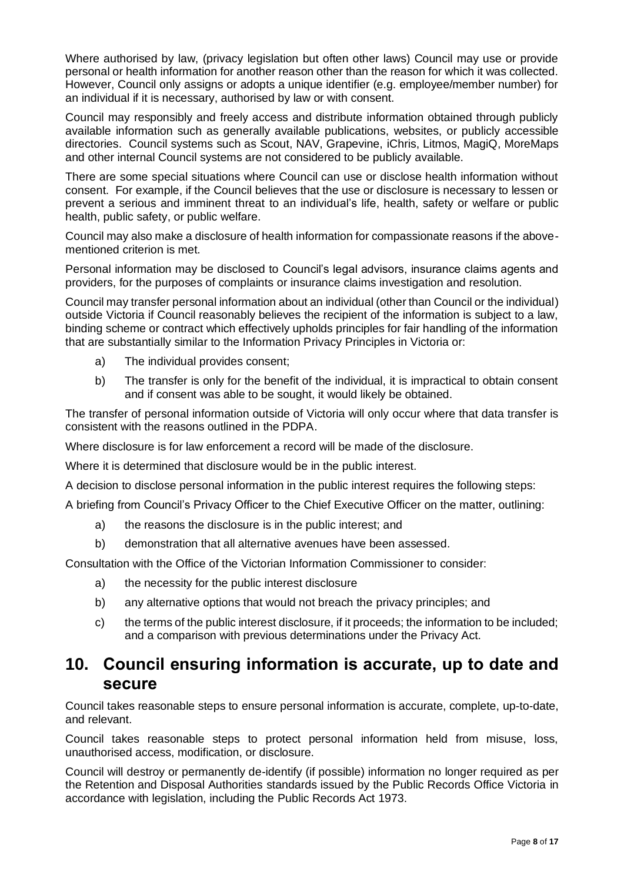Where authorised by law, (privacy legislation but often other laws) Council may use or provide personal or health information for another reason other than the reason for which it was collected. However, Council only assigns or adopts a unique identifier (e.g. employee/member number) for an individual if it is necessary, authorised by law or with consent.

Council may responsibly and freely access and distribute information obtained through publicly available information such as generally available publications, websites, or publicly accessible directories. Council systems such as Scout, NAV, Grapevine, iChris, Litmos, MagiQ, MoreMaps and other internal Council systems are not considered to be publicly available.

There are some special situations where Council can use or disclose health information without consent. For example, if the Council believes that the use or disclosure is necessary to lessen or prevent a serious and imminent threat to an individual's life, health, safety or welfare or public health, public safety, or public welfare.

Council may also make a disclosure of health information for compassionate reasons if the above-mentioned criterion is met.

Personal information may be disclosed to Council's legal advisors, insurance claims agents and providers, for the purposes of complaints or insurance claims investigation and resolution.

Council may transfer personal information about an individual (other than Council or the individual) outside Victoria if Council reasonably believes the recipient of the information is subject to a law, binding scheme or contract which effectively upholds principles for fair handling of the information that are substantially similar to the Information Privacy Principles in Victoria or:

a) The individual provides consent;

b) The transfer is only for the benefit of the individual, it is impractical to obtain consent and if consent was able to be sought, it would likely be obtained.

The transfer of personal information outside of Victoria will only occur where that data transfer is consistent with the reasons outlined in the PDPA.

Where disclosure is for law enforcement a record will be made of the disclosure.

Where it is determined that disclosure would be in the public interest.

A decision to disclose personal information in the public interest requires the following steps:

A briefing from Council's Privacy Officer to the Chief Executive Officer on the matter, outlining:

a) the reasons the disclosure is in the public interest; and

b) demonstration that all alternative avenues have been assessed.

Consultation with the Office of the Victorian Information Commissioner to consider:

a) the necessity for the public interest disclosure

b) any alternative options that would not breach the privacy principles; and

c) the terms of the public interest disclosure, if it proceeds; the information to be included; and a comparison with previous determinations under the Privacy Act.

## 10. Council ensuring information is accurate, up to date and secure

Council takes reasonable steps to ensure personal information is accurate, complete, up-to-date, and relevant.

Council takes reasonable steps to protect personal information held from misuse, loss, unauthorised access, modification, or disclosure.

Council will destroy or permanently de-identify (if possible) information no longer required as per the Retention and Disposal Authorities standards issued by the Public Records Office Victoria in accordance with legislation, including the Public Records Act 1973.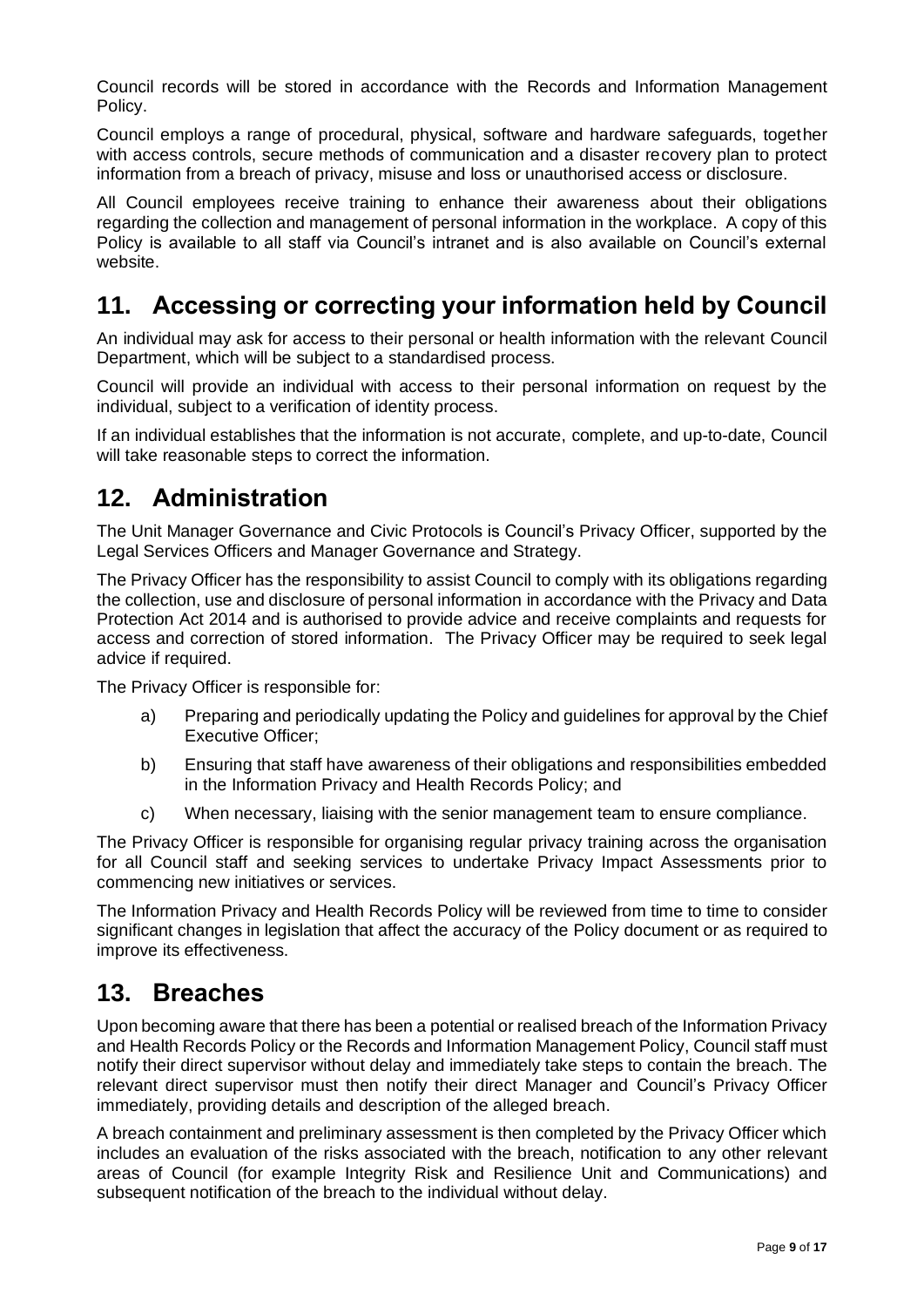Council records will be stored in accordance with the Records and Information Management Policy.

Council employs a range of procedural, physical, software and hardware safeguards, together with access controls, secure methods of communication and a disaster recovery plan to protect information from a breach of privacy, misuse and loss or unauthorised access or disclosure.

All Council employees receive training to enhance their awareness about their obligations regarding the collection and management of personal information in the workplace. A copy of this Policy is available to all staff via Council's intranet and is also available on Council's external website.

## 11. Accessing or correcting your information held by Council

An individual may ask for access to their personal or health information with the relevant Council Department, which will be subject to a standardised process.

Council will provide an individual with access to their personal information on request by the individual, subject to a verification of identity process.

If an individual establishes that the information is not accurate, complete, and up-to-date, Council will take reasonable steps to correct the information.

## 12. Administration

The Unit Manager Governance and Civic Protocols is Council's Privacy Officer, supported by the Legal Services Officers and Manager Governance and Strategy.

The Privacy Officer has the responsibility to assist Council to comply with its obligations regarding the collection, use and disclosure of personal information in accordance with the Privacy and Data Protection Act 2014 and is authorised to provide advice and receive complaints and requests for access and correction of stored information. The Privacy Officer may be required to seek legal advice if required.

The Privacy Officer is responsible for:

a) Preparing and periodically updating the Policy and guidelines for approval by the Chief Executive Officer;

b) Ensuring that staff have awareness of their obligations and responsibilities embedded in the Information Privacy and Health Records Policy; and

c) When necessary, liaising with the senior management team to ensure compliance.

The Privacy Officer is responsible for organising regular privacy training across the organisation for all Council staff and seeking services to undertake Privacy Impact Assessments prior to commencing new initiatives or services.

The Information Privacy and Health Records Policy will be reviewed from time to time to consider significant changes in legislation that affect the accuracy of the Policy document or as required to improve its effectiveness.

## 13. Breaches

Upon becoming aware that there has been a potential or realised breach of the Information Privacy and Health Records Policy or the Records and Information Management Policy, Council staff must notify their direct supervisor without delay and immediately take steps to contain the breach. The relevant direct supervisor must then notify their direct Manager and Council's Privacy Officer immediately, providing details and description of the alleged breach.

A breach containment and preliminary assessment is then completed by the Privacy Officer which includes an evaluation of the risks associated with the breach, notification to any other relevant areas of Council (for example Integrity Risk and Resilience Unit and Communications) and subsequent notification of the breach to the individual without delay.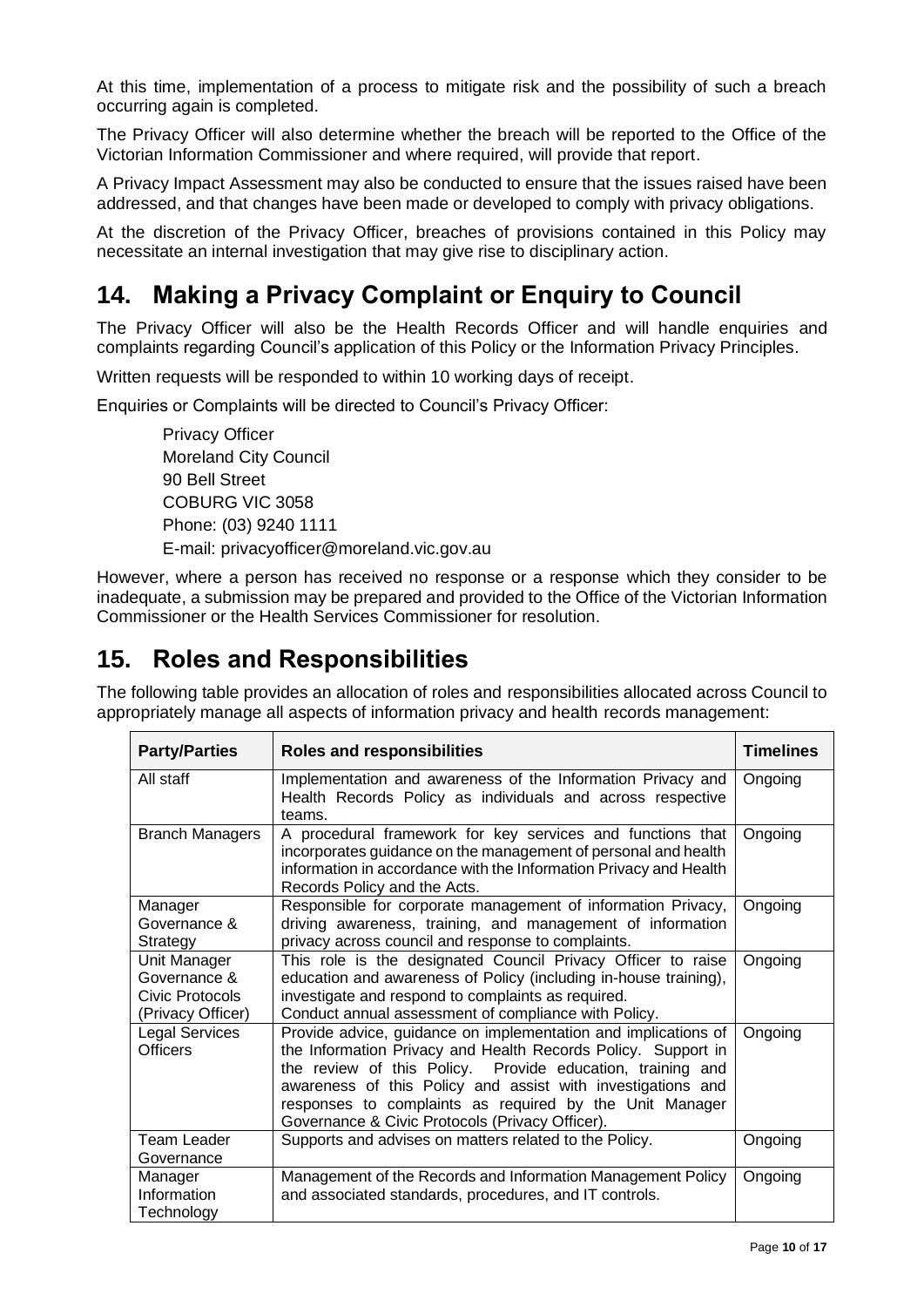At this time, implementation of a process to mitigate risk and the possibility of such a breach occurring again is completed.

The Privacy Officer will also determine whether the breach will be reported to the Office of the Victorian Information Commissioner and where required, will provide that report.

A Privacy Impact Assessment may also be conducted to ensure that the issues raised have been addressed, and that changes have been made or developed to comply with privacy obligations.

At the discretion of the Privacy Officer, breaches of provisions contained in this Policy may necessitate an internal investigation that may give rise to disciplinary action.

## 14. Making a Privacy Complaint or Enquiry to Council

The Privacy Officer will also be the Health Records Officer and will handle enquiries and complaints regarding Council's application of this Policy or the Information Privacy Principles.

Written requests will be responded to within 10 working days of receipt.

Enquiries or Complaints will be directed to Council's Privacy Officer:

Privacy Officer
Moreland City Council
90 Bell Street
COBURG VIC 3058
Phone: (03) 9240 1111
E-mail: privacyofficer@moreland.vic.gov.au

However, where a person has received no response or a response which they consider to be inadequate, a submission may be prepared and provided to the Office of the Victorian Information Commissioner or the Health Services Commissioner for resolution.

## 15. Roles and Responsibilities

The following table provides an allocation of roles and responsibilities allocated across Council to appropriately manage all aspects of information privacy and health records management:

| Party/Parties | Roles and responsibilities | Timelines |
|---|---|---|
| All staff | Implementation and awareness of the Information Privacy and Health Records Policy as individuals and across respective teams. | Ongoing |
| Branch Managers | A procedural framework for key services and functions that incorporates guidance on the management of personal and health information in accordance with the Information Privacy and Health Records Policy and the Acts. | Ongoing |
| Manager Governance & Strategy | Responsible for corporate management of information Privacy, driving awareness, training, and management of information privacy across council and response to complaints. | Ongoing |
| Unit Manager Governance & Civic Protocols (Privacy Officer) | This role is the designated Council Privacy Officer to raise education and awareness of Policy (including in-house training), investigate and respond to complaints as required. Conduct annual assessment of compliance with Policy. | Ongoing |
| Legal Services Officers | Provide advice, guidance on implementation and implications of the Information Privacy and Health Records Policy. Support in the review of this Policy. Provide education, training and awareness of this Policy and assist with investigations and responses to complaints as required by the Unit Manager Governance & Civic Protocols (Privacy Officer). | Ongoing |
| Team Leader Governance | Supports and advises on matters related to the Policy. | Ongoing |
| Manager Information Technology | Management of the Records and Information Management Policy and associated standards, procedures, and IT controls. | Ongoing |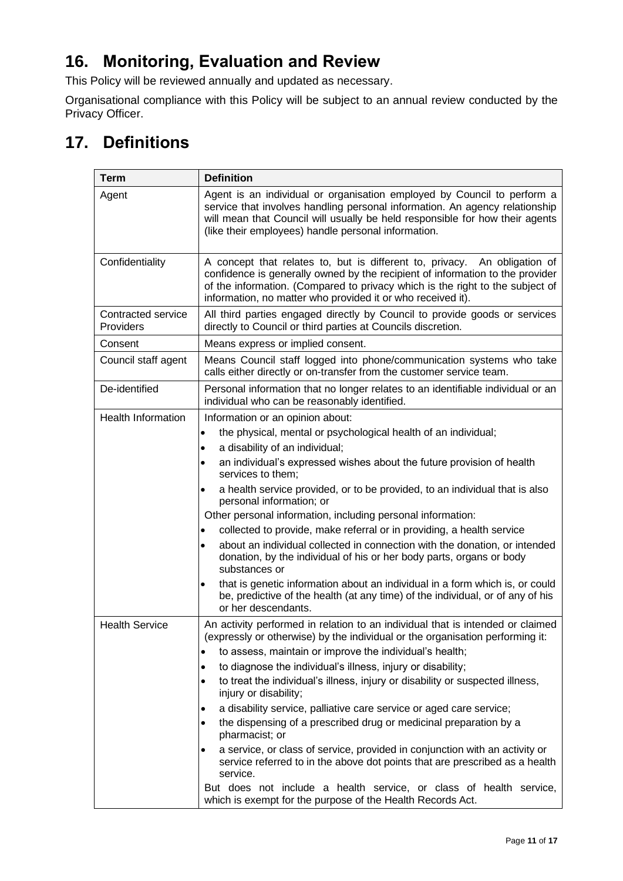## 16. Monitoring, Evaluation and Review

This Policy will be reviewed annually and updated as necessary.

Organisational compliance with this Policy will be subject to an annual review conducted by the Privacy Officer.

## 17. Definitions

| Term | Definition |
|---|---|
| Agent | Agent is an individual or organisation employed by Council to perform a service that involves handling personal information. An agency relationship will mean that Council will usually be held responsible for how their agents (like their employees) handle personal information. |
| Confidentiality | A concept that relates to, but is different to, privacy. An obligation of confidence is generally owned by the recipient of information to the provider of the information. (Compared to privacy which is the right to the subject of information, no matter who provided it or who received it). |
| Contracted service Providers | All third parties engaged directly by Council to provide goods or services directly to Council or third parties at Councils discretion. |
| Consent | Means express or implied consent. |
| Council staff agent | Means Council staff logged into phone/communication systems who take calls either directly or on-transfer from the customer service team. |
| De-identified | Personal information that no longer relates to an identifiable individual or an individual who can be reasonably identified. |
| Health Information | Information or an opinion about:<br>• the physical, mental or psychological health of an individual;<br>• a disability of an individual;<br>• an individual's expressed wishes about the future provision of health services to them;<br>• a health service provided, or to be provided, to an individual that is also personal information; or<br>Other personal information, including personal information:<br>• collected to provide, make referral or in providing, a health service<br>• about an individual collected in connection with the donation, or intended donation, by the individual of his or her body parts, organs or body substances or<br>• that is genetic information about an individual in a form which is, or could be, predictive of the health (at any time) of the individual, or of any of his or her descendants. |
| Health Service | An activity performed in relation to an individual that is intended or claimed (expressly or otherwise) by the individual or the organisation performing it:<br>• to assess, maintain or improve the individual's health;<br>• to diagnose the individual's illness, injury or disability;<br>• to treat the individual's illness, injury or disability or suspected illness, injury or disability;<br>• a disability service, palliative care service or aged care service;<br>• the dispensing of a prescribed drug or medicinal preparation by a pharmacist; or<br>• a service, or class of service, provided in conjunction with an activity or service referred to in the above dot points that are prescribed as a health service.<br>But does not include a health service, or class of health service, which is exempt for the purpose of the Health Records Act. |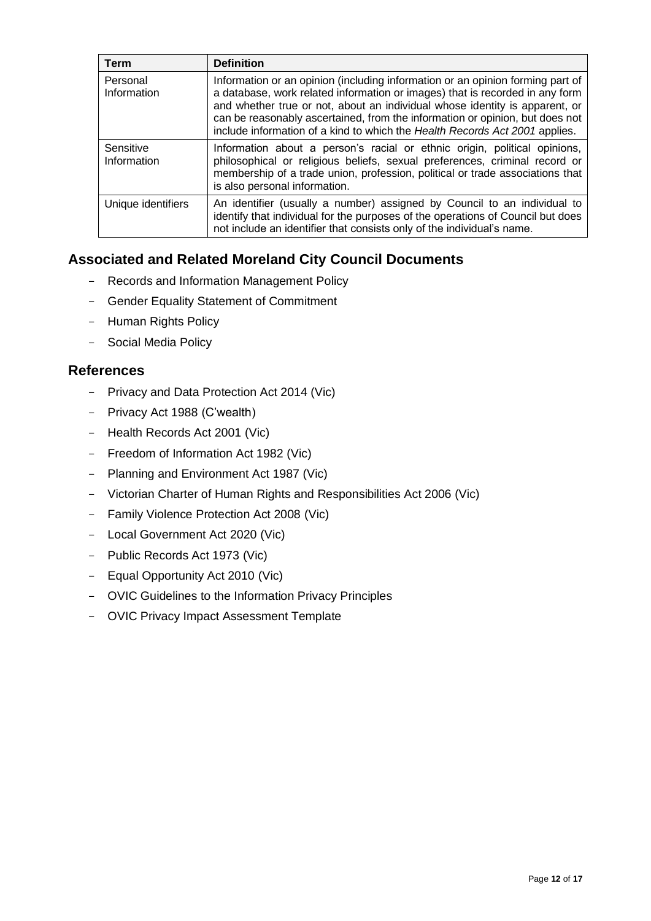| Term | Definition |
| --- | --- |
| Personal Information | Information or an opinion (including information or an opinion forming part of a database, work related information or images) that is recorded in any form and whether true or not, about an individual whose identity is apparent, or can be reasonably ascertained, from the information or opinion, but does not include information of a kind to which the *Health Records Act 2001* applies. |
| Sensitive Information | Information about a person's racial or ethnic origin, political opinions, philosophical or religious beliefs, sexual preferences, criminal record or membership of a trade union, profession, political or trade associations that is also personal information. |
| Unique identifiers | An identifier (usually a number) assigned by Council to an individual to identify that individual for the purposes of the operations of Council but does not include an identifier that consists only of the individual's name. |

## Associated and Related Moreland City Council Documents

- Records and Information Management Policy
- Gender Equality Statement of Commitment
- Human Rights Policy
- Social Media Policy

## References

- Privacy and Data Protection Act 2014 (Vic)
- Privacy Act 1988 (C'wealth)
- Health Records Act 2001 (Vic)
- Freedom of Information Act 1982 (Vic)
- Planning and Environment Act 1987 (Vic)
- Victorian Charter of Human Rights and Responsibilities Act 2006 (Vic)
- Family Violence Protection Act 2008 (Vic)
- Local Government Act 2020 (Vic)
- Public Records Act 1973 (Vic)
- Equal Opportunity Act 2010 (Vic)
- OVIC Guidelines to the Information Privacy Principles
- OVIC Privacy Impact Assessment Template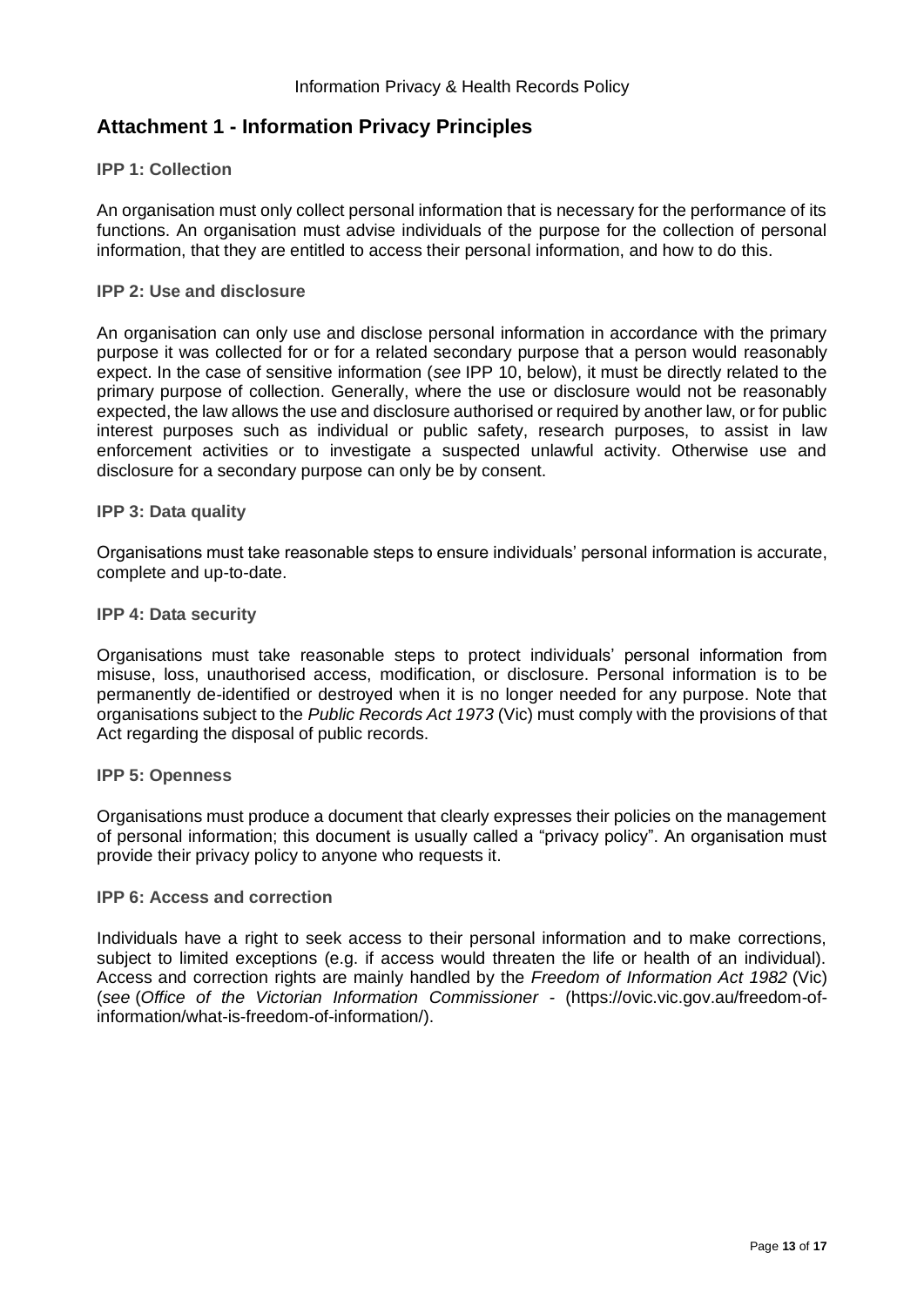## Attachment 1 - Information Privacy Principles

### IPP 1: Collection

An organisation must only collect personal information that is necessary for the performance of its functions. An organisation must advise individuals of the purpose for the collection of personal information, that they are entitled to access their personal information, and how to do this.

### IPP 2: Use and disclosure

An organisation can only use and disclose personal information in accordance with the primary purpose it was collected for or for a related secondary purpose that a person would reasonably expect. In the case of sensitive information (*see* IPP 10, below), it must be directly related to the primary purpose of collection. Generally, where the use or disclosure would not be reasonably expected, the law allows the use and disclosure authorised or required by another law, or for public interest purposes such as individual or public safety, research purposes, to assist in law enforcement activities or to investigate a suspected unlawful activity. Otherwise use and disclosure for a secondary purpose can only be by consent.

### IPP 3: Data quality

Organisations must take reasonable steps to ensure individuals' personal information is accurate, complete and up-to-date.

### IPP 4: Data security

Organisations must take reasonable steps to protect individuals' personal information from misuse, loss, unauthorised access, modification, or disclosure. Personal information is to be permanently de-identified or destroyed when it is no longer needed for any purpose. Note that organisations subject to the *Public Records Act 1973* (Vic) must comply with the provisions of that Act regarding the disposal of public records.

### IPP 5: Openness

Organisations must produce a document that clearly expresses their policies on the management of personal information; this document is usually called a "privacy policy". An organisation must provide their privacy policy to anyone who requests it.

### IPP 6: Access and correction

Individuals have a right to seek access to their personal information and to make corrections, subject to limited exceptions (e.g. if access would threaten the life or health of an individual). Access and correction rights are mainly handled by the *Freedom of Information Act 1982* (Vic) (*see* (*Office of the Victorian Information Commissioner* - (https://ovic.vic.gov.au/freedom-of-information/what-is-freedom-of-information/).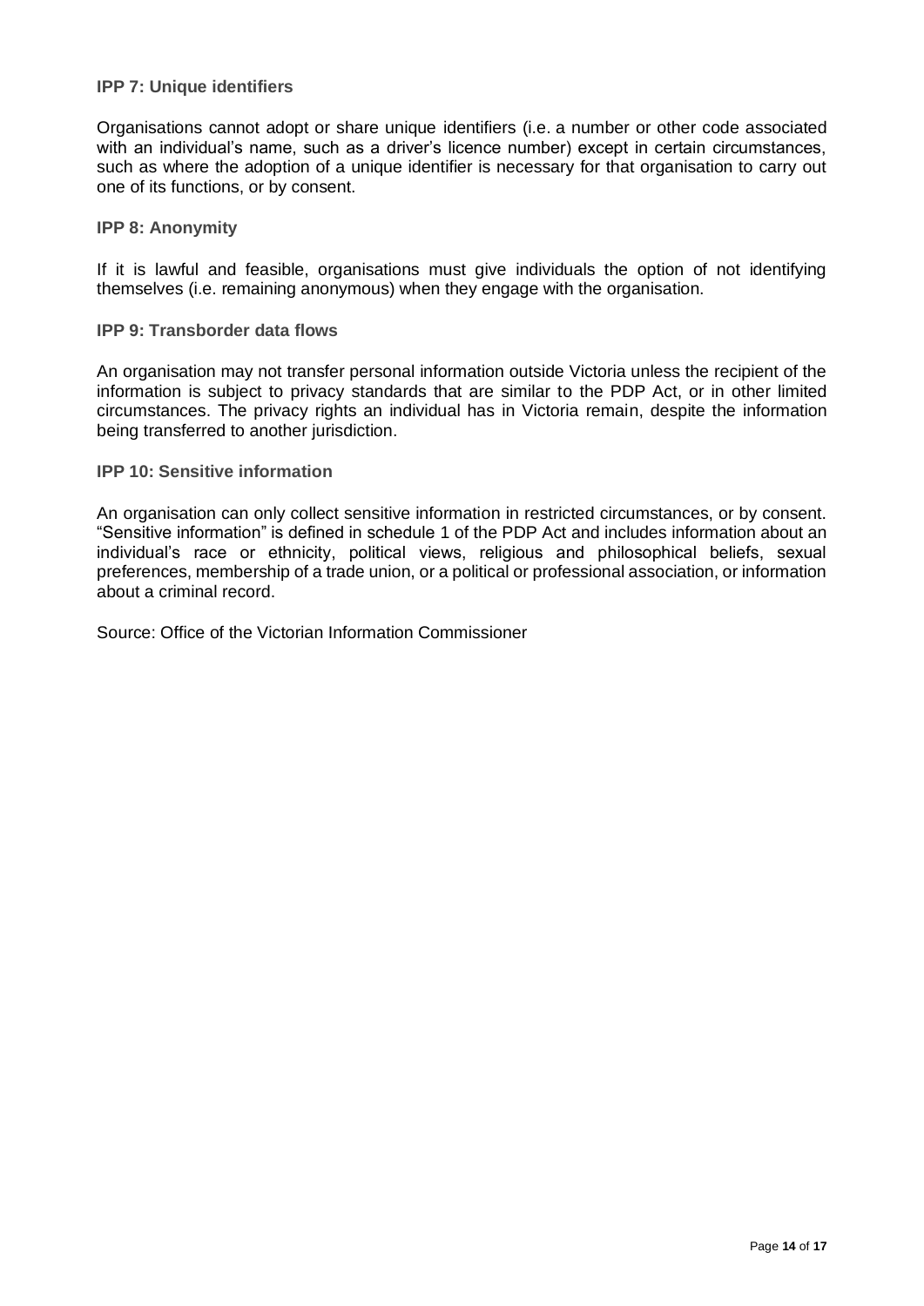#### IPP 7: Unique identifiers

Organisations cannot adopt or share unique identifiers (i.e. a number or other code associated with an individual's name, such as a driver's licence number) except in certain circumstances, such as where the adoption of a unique identifier is necessary for that organisation to carry out one of its functions, or by consent.

#### IPP 8: Anonymity

If it is lawful and feasible, organisations must give individuals the option of not identifying themselves (i.e. remaining anonymous) when they engage with the organisation.

#### IPP 9: Transborder data flows

An organisation may not transfer personal information outside Victoria unless the recipient of the information is subject to privacy standards that are similar to the PDP Act, or in other limited circumstances. The privacy rights an individual has in Victoria remain, despite the information being transferred to another jurisdiction.

#### IPP 10: Sensitive information

An organisation can only collect sensitive information in restricted circumstances, or by consent. "Sensitive information" is defined in schedule 1 of the PDP Act and includes information about an individual's race or ethnicity, political views, religious and philosophical beliefs, sexual preferences, membership of a trade union, or a political or professional association, or information about a criminal record.

Source: Office of the Victorian Information Commissioner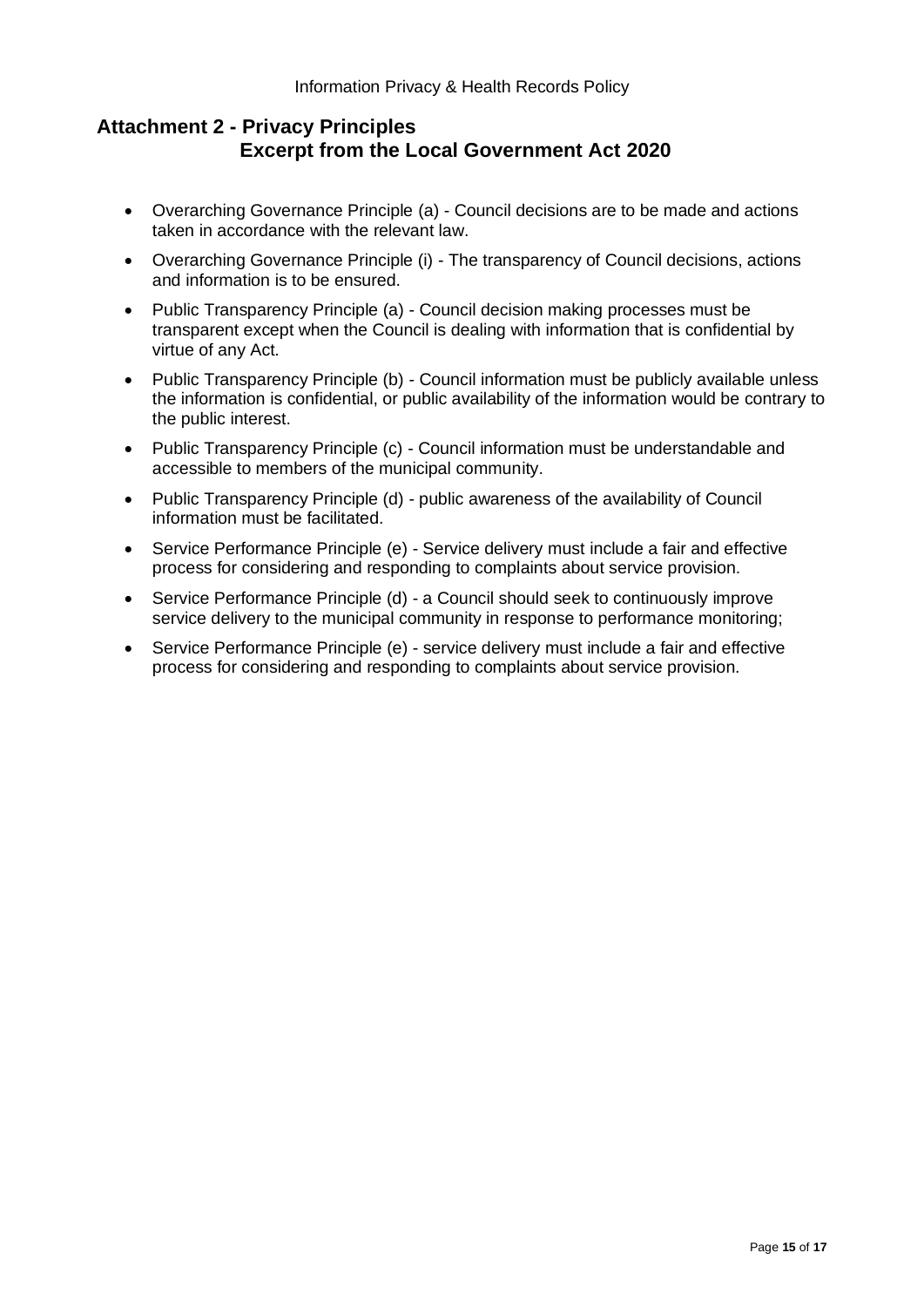## Attachment 2 - Privacy Principles
## Excerpt from the Local Government Act 2020

- Overarching Governance Principle (a) - Council decisions are to be made and actions taken in accordance with the relevant law.
- Overarching Governance Principle (i) - The transparency of Council decisions, actions and information is to be ensured.
- Public Transparency Principle (a) - Council decision making processes must be transparent except when the Council is dealing with information that is confidential by virtue of any Act.
- Public Transparency Principle (b) - Council information must be publicly available unless the information is confidential, or public availability of the information would be contrary to the public interest.
- Public Transparency Principle (c) - Council information must be understandable and accessible to members of the municipal community.
- Public Transparency Principle (d) - public awareness of the availability of Council information must be facilitated.
- Service Performance Principle (e) - Service delivery must include a fair and effective process for considering and responding to complaints about service provision.
- Service Performance Principle (d) - a Council should seek to continuously improve service delivery to the municipal community in response to performance monitoring;
- Service Performance Principle (e) - service delivery must include a fair and effective process for considering and responding to complaints about service provision.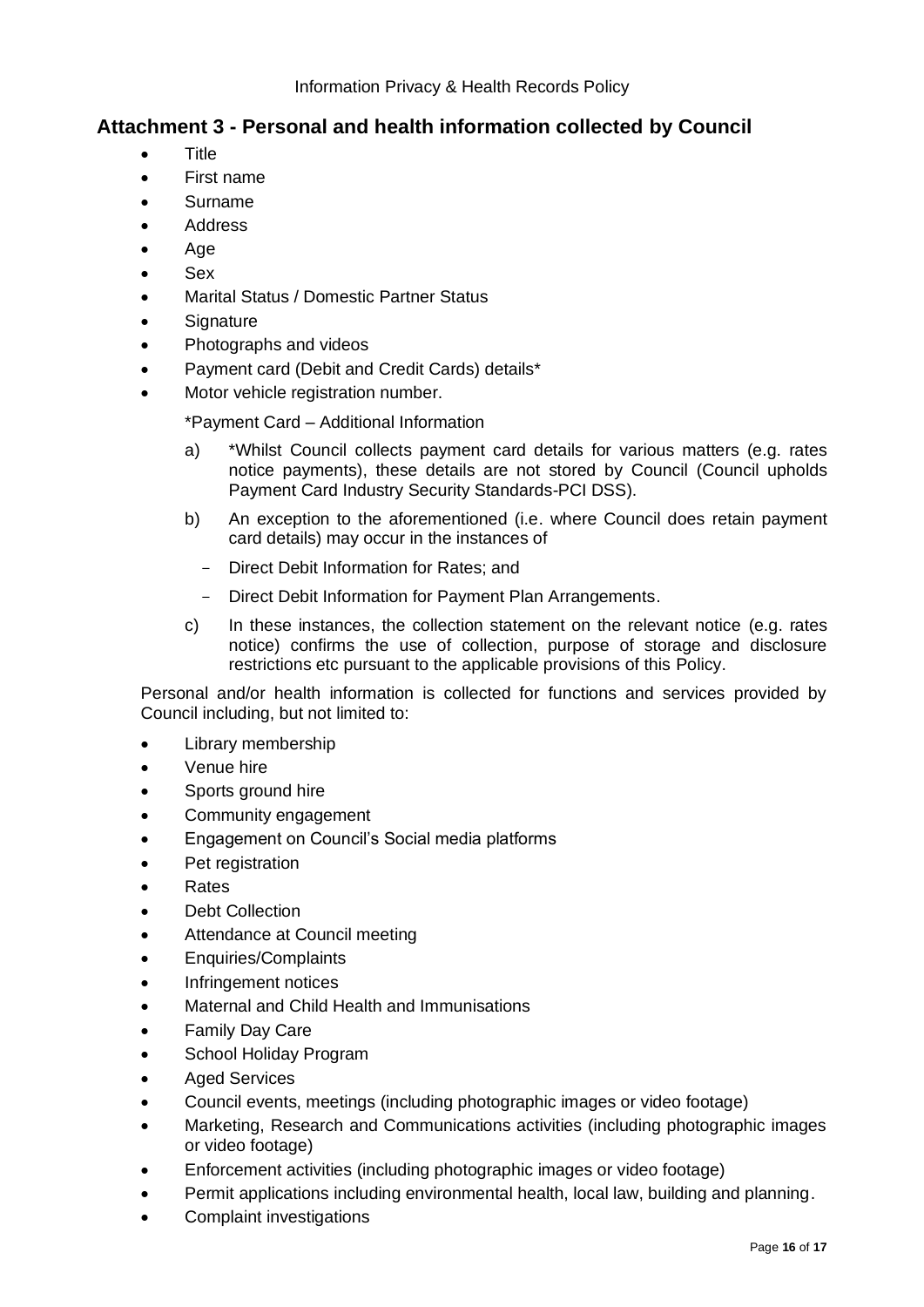## Attachment 3 - Personal and health information collected by Council

- Title
- First name
- Surname
- Address
- Age
- Sex
- Marital Status / Domestic Partner Status
- Signature
- Photographs and videos
- Payment card (Debit and Credit Cards) details*
- Motor vehicle registration number.

  *Payment Card – Additional Information

  a) *Whilst Council collects payment card details for various matters (e.g. rates notice payments), these details are not stored by Council (Council upholds Payment Card Industry Security Standards-PCI DSS).

  b) An exception to the aforementioned (i.e. where Council does retain payment card details) may occur in the instances of

     - Direct Debit Information for Rates; and
     - Direct Debit Information for Payment Plan Arrangements.

  c) In these instances, the collection statement on the relevant notice (e.g. rates notice) confirms the use of collection, purpose of storage and disclosure restrictions etc pursuant to the applicable provisions of this Policy.

Personal and/or health information is collected for functions and services provided by Council including, but not limited to:

- Library membership
- Venue hire
- Sports ground hire
- Community engagement
- Engagement on Council's Social media platforms
- Pet registration
- Rates
- Debt Collection
- Attendance at Council meeting
- Enquiries/Complaints
- Infringement notices
- Maternal and Child Health and Immunisations
- Family Day Care
- School Holiday Program
- Aged Services
- Council events, meetings (including photographic images or video footage)
- Marketing, Research and Communications activities (including photographic images or video footage)
- Enforcement activities (including photographic images or video footage)
- Permit applications including environmental health, local law, building and planning.
- Complaint investigations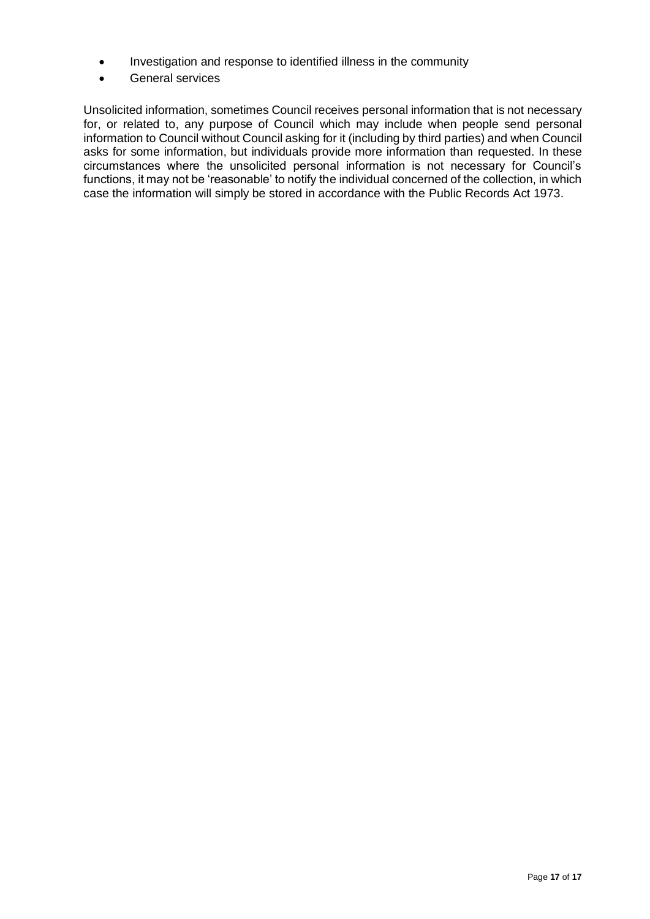- Investigation and response to identified illness in the community
- General services

Unsolicited information, sometimes Council receives personal information that is not necessary for, or related to, any purpose of Council which may include when people send personal information to Council without Council asking for it (including by third parties) and when Council asks for some information, but individuals provide more information than requested. In these circumstances where the unsolicited personal information is not necessary for Council's functions, it may not be 'reasonable' to notify the individual concerned of the collection, in which case the information will simply be stored in accordance with the Public Records Act 1973.